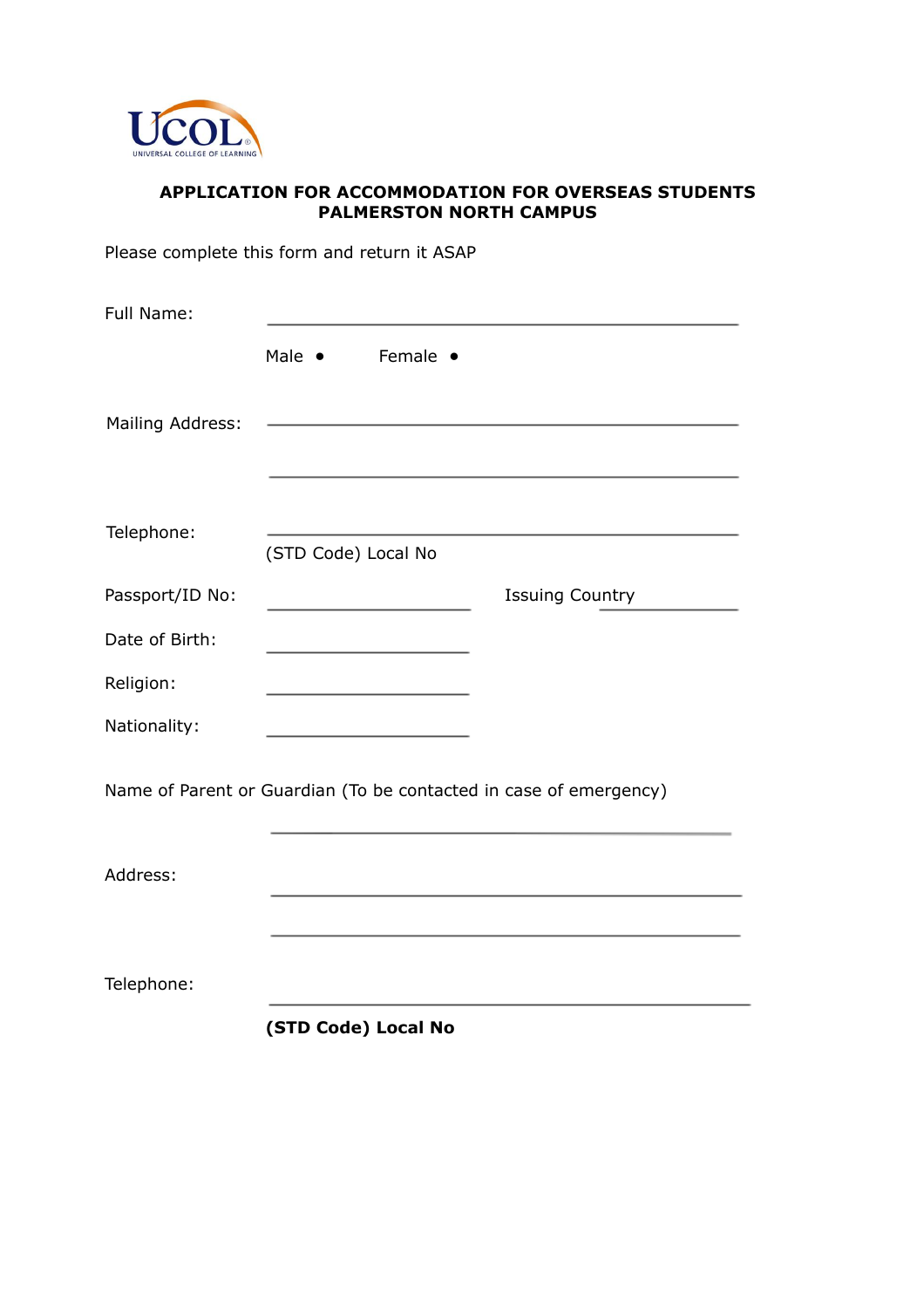UCOL
UNIVERSAL COLLEGE OF LEARNING

## APPLICATION FOR ACCOMMODATION FOR OVERSEAS STUDENTS
## PALMERSTON NORTH CAMPUS

Please complete this form and return it ASAP

Full Name: ______________________________________________

Male • Female •

Mailing Address: ______________________________________________

______________________________________________

Telephone: ______________________________________________

(STD Code) Local No

Passport/ID No: ____________________ Issuing Country ____________

Date of Birth: ____________________

Religion: ____________________

Nationality: ____________________

Name of Parent or Guardian (To be contacted in case of emergency)

______________________________________________

Address: ______________________________________________

______________________________________________

Telephone: ______________________________________________

**(STD Code) Local No**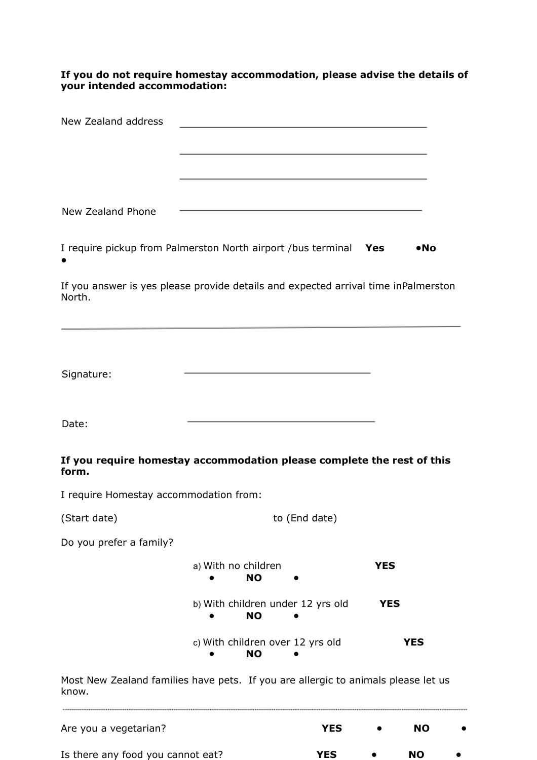**If you do not require homestay accommodation, please advise the details of your intended accommodation:**

New Zealand address \_\_\_\_\_\_\_\_\_\_\_\_\_\_\_\_\_\_\_\_\_\_\_\_\_\_\_\_\_\_\_\_\_\_\_\_\_\_\_\_

\_\_\_\_\_\_\_\_\_\_\_\_\_\_\_\_\_\_\_\_\_\_\_\_\_\_\_\_\_\_\_\_\_\_\_\_\_\_\_\_

\_\_\_\_\_\_\_\_\_\_\_\_\_\_\_\_\_\_\_\_\_\_\_\_\_\_\_\_\_\_\_\_\_\_\_\_\_\_\_\_

New Zealand Phone \_\_\_\_\_\_\_\_\_\_\_\_\_\_\_\_\_\_\_\_\_\_\_\_\_\_\_\_\_\_\_\_\_\_\_\_\_\_\_\_

I require pickup from Palmerston North airport /bus terminal **Yes** • **No** •

If you answer is yes please provide details and expected arrival time inPalmerston North.

\_\_\_\_\_\_\_\_\_\_\_\_\_\_\_\_\_\_\_\_\_\_\_\_\_\_\_\_\_\_\_\_\_\_\_\_\_\_\_\_\_\_\_\_\_\_\_\_\_\_\_\_\_\_\_\_\_\_\_\_\_\_\_\_

Signature: \_\_\_\_\_\_\_\_\_\_\_\_\_\_\_\_\_\_\_\_\_\_\_\_\_\_\_\_\_\_

Date: \_\_\_\_\_\_\_\_\_\_\_\_\_\_\_\_\_\_\_\_\_\_\_\_\_\_\_\_\_\_

**If you require homestay accommodation please complete the rest of this form.**

I require Homestay accommodation from:

(Start date) to (End date)

Do you prefer a family?

a) With no children **YES** • **NO** •

b) With children under 12 yrs old **YES** • **NO** •

c) With children over 12 yrs old **YES** • **NO** •

Most New Zealand families have pets. If you are allergic to animals please let us know.

.........................................................................................................................................

Are you a vegetarian? **YES** • **NO** •

Is there any food you cannot eat? **YES** • **NO** •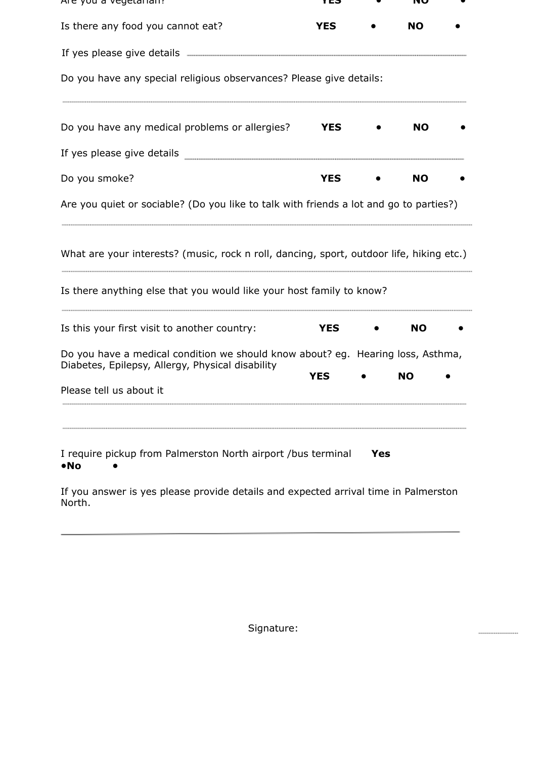Are you a vegetarian? **YES** • **NO** •

Is there any food you cannot eat? **YES** • **NO** •

If yes please give details ........................................................................................................................

Do you have any special religious observances? Please give details:

..............................................................................................................................................................................

Do you have any medical problems or allergies? **YES** • **NO** •

If yes please give details ........................................................................................................................

Do you smoke? **YES** • **NO** •

Are you quiet or sociable? (Do you like to talk with friends a lot and go to parties?)

..............................................................................................................................................................................

What are your interests? (music, rock n roll, dancing, sport, outdoor life, hiking etc.)

..............................................................................................................................................................................

Is there anything else that you would like your host family to know?

..............................................................................................................................................................................

Is this your first visit to another country: **YES** • **NO** •

Do you have a medical condition we should know about? eg. Hearing loss, Asthma, Diabetes, Epilepsy, Allergy, Physical disability **YES** • **NO** •

Please tell us about it

..............................................................................................................................................................................

..............................................................................................................................................................................

I require pickup from Palmerston North airport /bus terminal **Yes** •**No** •

If you answer is yes please provide details and expected arrival time in Palmerston North.

______________________________________________________________________________

Signature: ......................